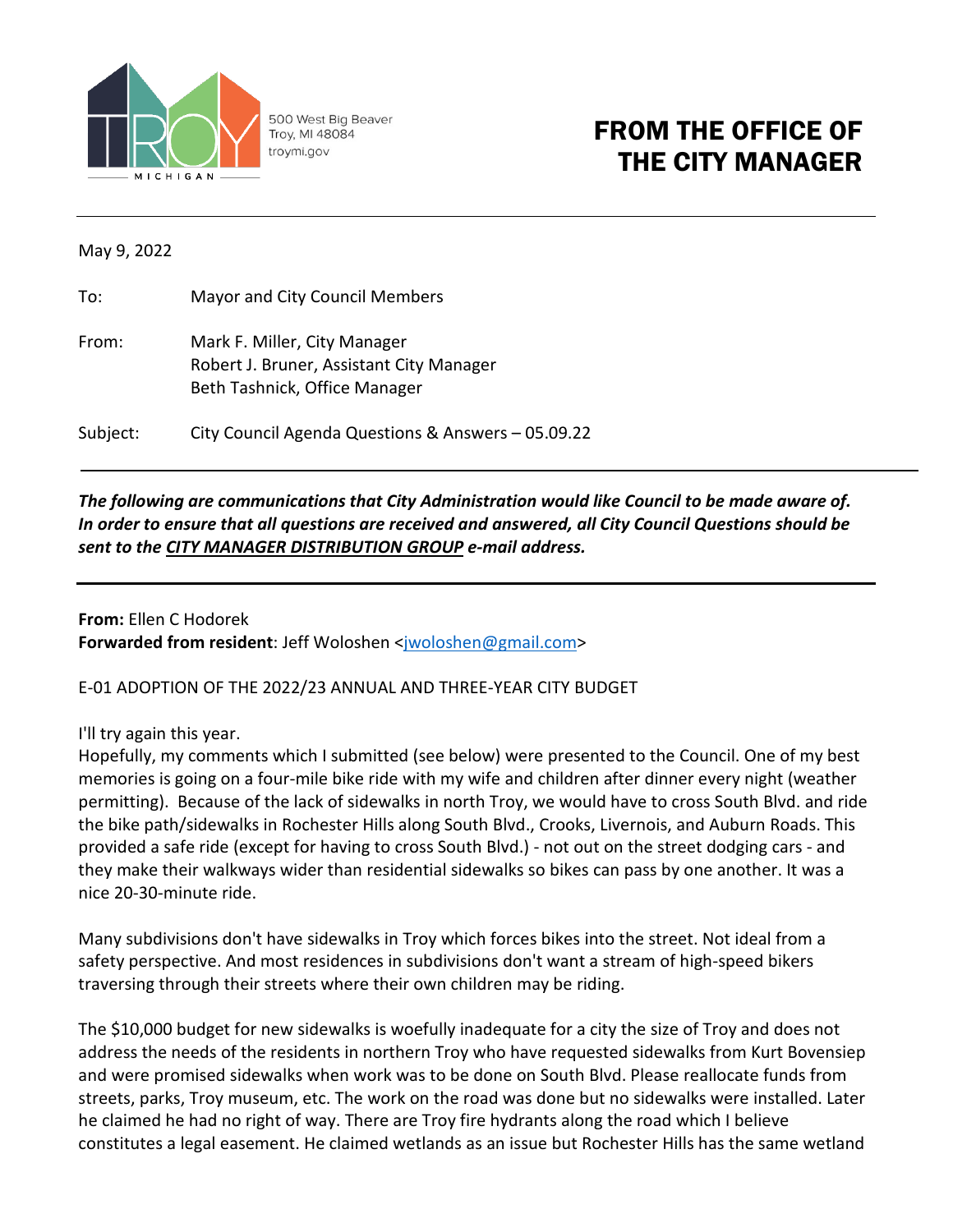500 West Big Beaver
Troy, MI 48084
troymi.gov

# FROM THE OFFICE OF THE CITY MANAGER

May 9, 2022

To: Mayor and City Council Members

From: Mark F. Miller, City Manager
Robert J. Bruner, Assistant City Manager
Beth Tashnick, Office Manager

Subject: City Council Agenda Questions & Answers – 05.09.22

***The following are communications that City Administration would like Council to be made aware of. In order to ensure that all questions are received and answered, all City Council Questions should be sent to the CITY MANAGER DISTRIBUTION GROUP e-mail address.***

**From:** Ellen C Hodorek
**Forwarded from resident**: Jeff Woloshen <jwoloshen@gmail.com>

E-01 ADOPTION OF THE 2022/23 ANNUAL AND THREE-YEAR CITY BUDGET

I'll try again this year.
Hopefully, my comments which I submitted (see below) were presented to the Council. One of my best memories is going on a four-mile bike ride with my wife and children after dinner every night (weather permitting). Because of the lack of sidewalks in north Troy, we would have to cross South Blvd. and ride the bike path/sidewalks in Rochester Hills along South Blvd., Crooks, Livernois, and Auburn Roads. This provided a safe ride (except for having to cross South Blvd.) - not out on the street dodging cars - and they make their walkways wider than residential sidewalks so bikes can pass by one another. It was a nice 20-30-minute ride.

Many subdivisions don't have sidewalks in Troy which forces bikes into the street. Not ideal from a safety perspective. And most residences in subdivisions don't want a stream of high-speed bikers traversing through their streets where their own children may be riding.

The $10,000 budget for new sidewalks is woefully inadequate for a city the size of Troy and does not address the needs of the residents in northern Troy who have requested sidewalks from Kurt Bovensiep and were promised sidewalks when work was to be done on South Blvd. Please reallocate funds from streets, parks, Troy museum, etc. The work on the road was done but no sidewalks were installed. Later he claimed he had no right of way. There are Troy fire hydrants along the road which I believe constitutes a legal easement. He claimed wetlands as an issue but Rochester Hills has the same wetland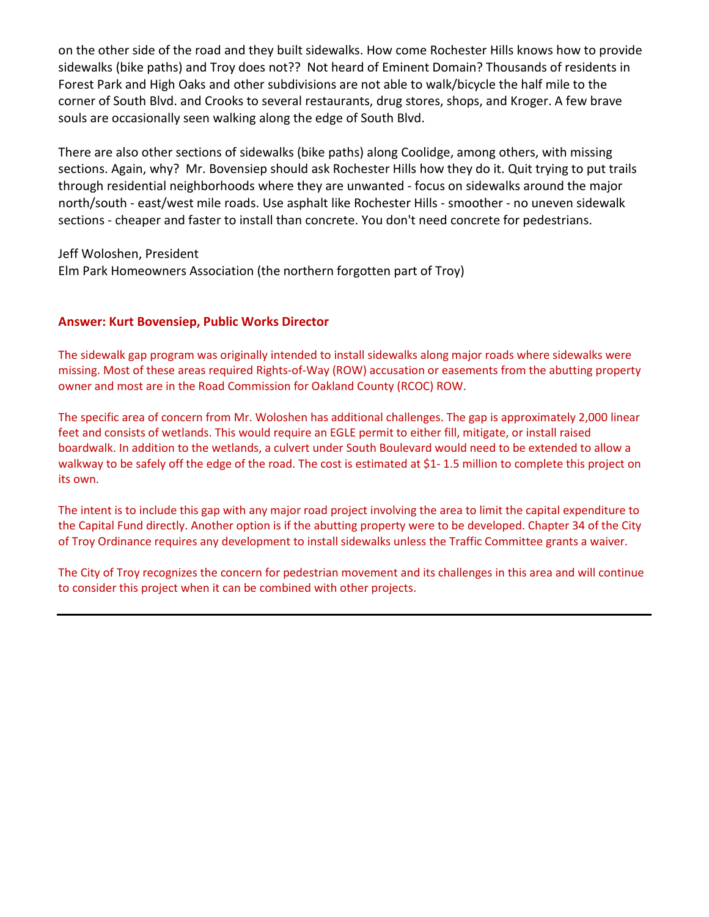on the other side of the road and they built sidewalks. How come Rochester Hills knows how to provide sidewalks (bike paths) and Troy does not?? Not heard of Eminent Domain? Thousands of residents in Forest Park and High Oaks and other subdivisions are not able to walk/bicycle the half mile to the corner of South Blvd. and Crooks to several restaurants, drug stores, shops, and Kroger. A few brave souls are occasionally seen walking along the edge of South Blvd.

There are also other sections of sidewalks (bike paths) along Coolidge, among others, with missing sections. Again, why? Mr. Bovensiep should ask Rochester Hills how they do it. Quit trying to put trails through residential neighborhoods where they are unwanted - focus on sidewalks around the major north/south - east/west mile roads. Use asphalt like Rochester Hills - smoother - no uneven sidewalk sections - cheaper and faster to install than concrete. You don't need concrete for pedestrians.

Jeff Woloshen, President
Elm Park Homeowners Association (the northern forgotten part of Troy)

**Answer: Kurt Bovensiep, Public Works Director**

The sidewalk gap program was originally intended to install sidewalks along major roads where sidewalks were missing. Most of these areas required Rights-of-Way (ROW) accusation or easements from the abutting property owner and most are in the Road Commission for Oakland County (RCOC) ROW.

The specific area of concern from Mr. Woloshen has additional challenges. The gap is approximately 2,000 linear feet and consists of wetlands. This would require an EGLE permit to either fill, mitigate, or install raised boardwalk. In addition to the wetlands, a culvert under South Boulevard would need to be extended to allow a walkway to be safely off the edge of the road. The cost is estimated at $1- 1.5 million to complete this project on its own.

The intent is to include this gap with any major road project involving the area to limit the capital expenditure to the Capital Fund directly. Another option is if the abutting property were to be developed. Chapter 34 of the City of Troy Ordinance requires any development to install sidewalks unless the Traffic Committee grants a waiver.

The City of Troy recognizes the concern for pedestrian movement and its challenges in this area and will continue to consider this project when it can be combined with other projects.